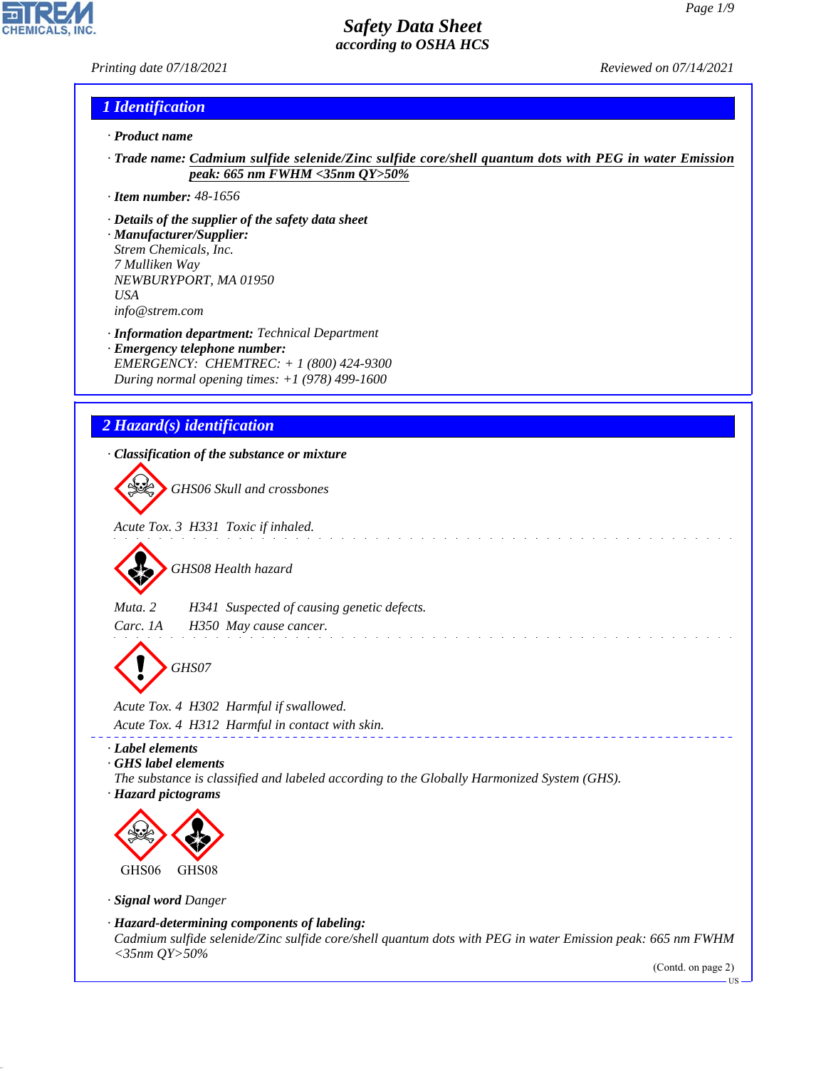# Safety Data Sheet
## according to OSHA HCS

Printing date 07/18/2021 Reviewed on 07/14/2021

## 1 Identification

· **Product name**

· **Trade name:** Cadmium sulfide selenide/Zinc sulfide core/shell quantum dots with PEG in water Emission peak: 665 nm FWHM <35nm QY>50%

· **Item number:** 48-1656

· **Details of the supplier of the safety data sheet**
· **Manufacturer/Supplier:**
Strem Chemicals, Inc.
7 Mulliken Way
NEWBURYPORT, MA 01950
USA
info@strem.com

· **Information department:** Technical Department
· **Emergency telephone number:**
EMERGENCY: CHEMTREC: + 1 (800) 424-9300
During normal opening times: +1 (978) 499-1600

## 2 Hazard(s) identification

· **Classification of the substance or mixture**

GHS06 Skull and crossbones

Acute Tox. 3 H331 Toxic if inhaled.

GHS08 Health hazard

Muta. 2 H341 Suspected of causing genetic defects.
Carc. 1A H350 May cause cancer.

GHS07

Acute Tox. 4 H302 Harmful if swallowed.
Acute Tox. 4 H312 Harmful in contact with skin.

· **Label elements**
· **GHS label elements**
The substance is classified and labeled according to the Globally Harmonized System (GHS).
· **Hazard pictograms**

GHS06 GHS08

· **Signal word** Danger

· **Hazard-determining components of labeling:**
Cadmium sulfide selenide/Zinc sulfide core/shell quantum dots with PEG in water Emission peak: 665 nm FWHM <35nm QY>50%

(Contd. on page 2)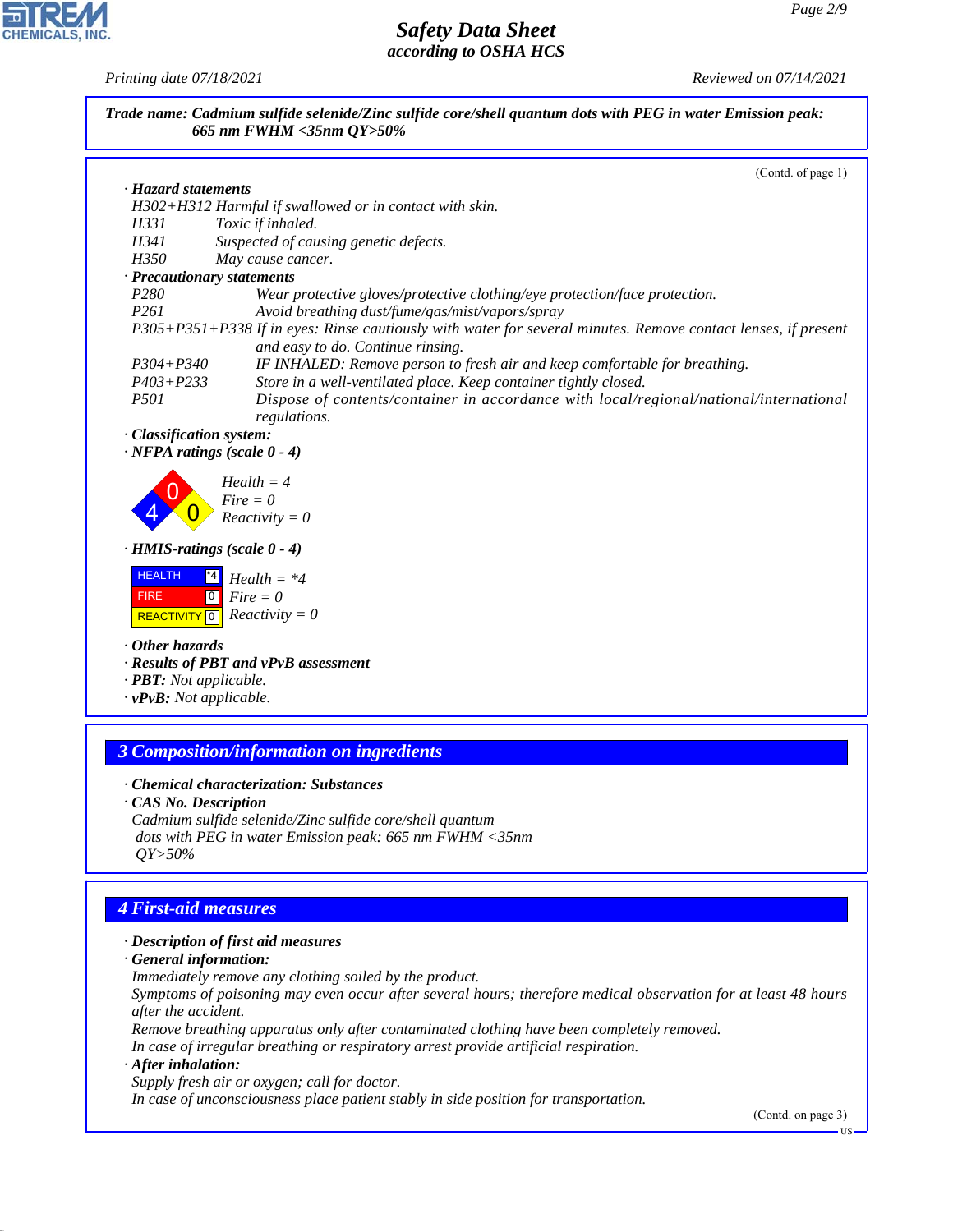*Safety Data Sheet*
*according to OSHA HCS*

*Printing date 07/18/2021* *Reviewed on 07/14/2021*

**Trade name: Cadmium sulfide selenide/Zinc sulfide core/shell quantum dots with PEG in water Emission peak: 665 nm FWHM <35nm QY>50%**

(Contd. of page 1)

· **Hazard statements**
H302+H312 Harmful if swallowed or in contact with skin.
H331 Toxic if inhaled.
H341 Suspected of causing genetic defects.
H350 May cause cancer.

· **Precautionary statements**
P280 Wear protective gloves/protective clothing/eye protection/face protection.
P261 Avoid breathing dust/fume/gas/mist/vapors/spray
P305+P351+P338 If in eyes: Rinse cautiously with water for several minutes. Remove contact lenses, if present and easy to do. Continue rinsing.
P304+P340 IF INHALED: Remove person to fresh air and keep comfortable for breathing.
P403+P233 Store in a well-ventilated place. Keep container tightly closed.
P501 Dispose of contents/container in accordance with local/regional/national/international regulations.

· **Classification system:**
· **NFPA ratings (scale 0 - 4)**

Health = 4
Fire = 0
Reactivity = 0

· **HMIS-ratings (scale 0 - 4)**

| | | |
|---|---|---|
| HEALTH | *4 | Health = *4 |
| FIRE | 0 | Fire = 0 |
| REACTIVITY | 0 | Reactivity = 0 |

· **Other hazards**
· **Results of PBT and vPvB assessment**
· **PBT:** Not applicable.
· **vPvB:** Not applicable.

## 3 Composition/information on ingredients

· **Chemical characterization: Substances**
· **CAS No. Description**
Cadmium sulfide selenide/Zinc sulfide core/shell quantum dots with PEG in water Emission peak: 665 nm FWHM <35nm QY>50%

## 4 First-aid measures

· **Description of first aid measures**
· **General information:**
Immediately remove any clothing soiled by the product.
Symptoms of poisoning may even occur after several hours; therefore medical observation for at least 48 hours after the accident.
Remove breathing apparatus only after contaminated clothing have been completely removed.
In case of irregular breathing or respiratory arrest provide artificial respiration.
· **After inhalation:**
Supply fresh air or oxygen; call for doctor.
In case of unconsciousness place patient stably in side position for transportation.

(Contd. on page 3)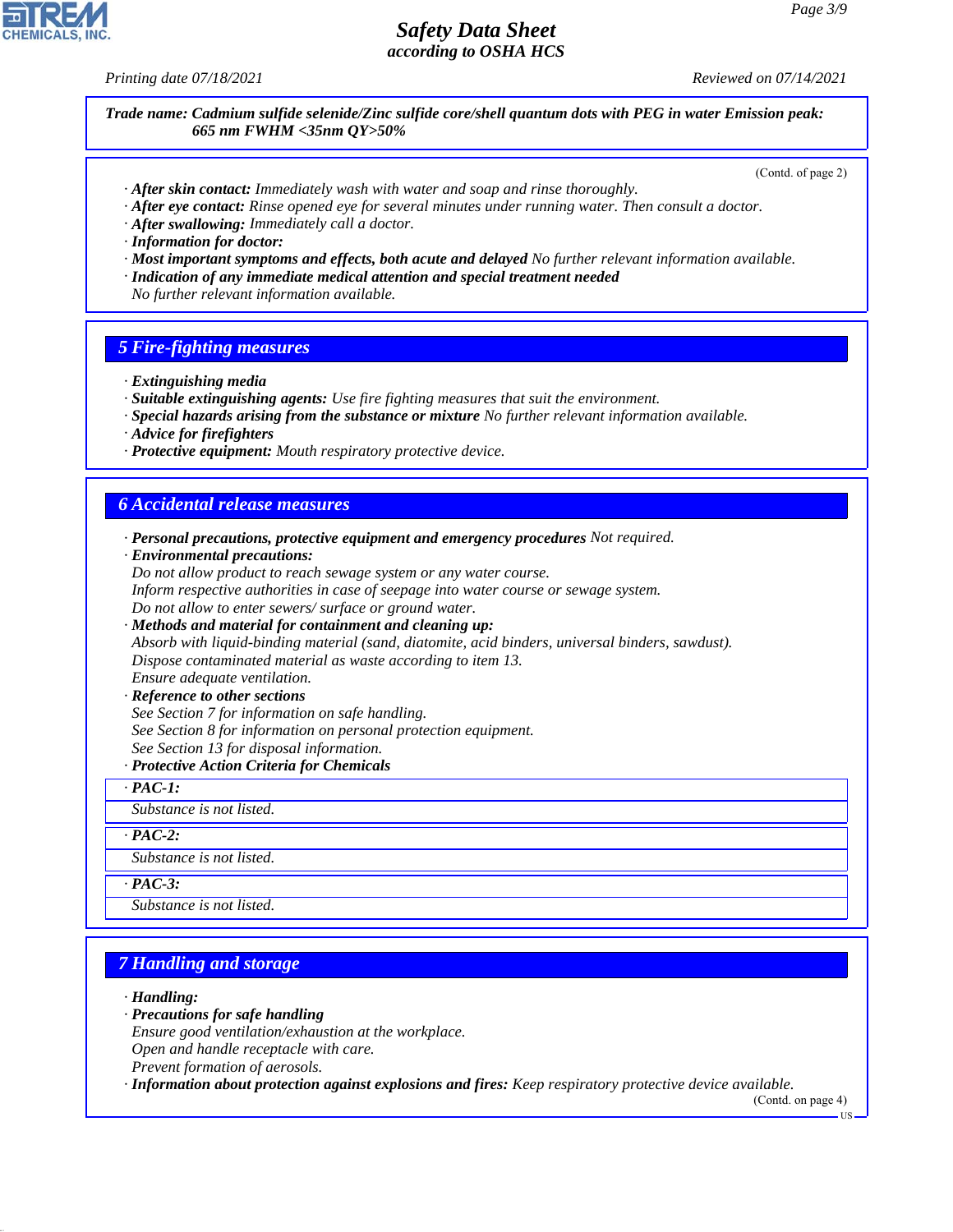**Trade name: Cadmium sulfide selenide/Zinc sulfide core/shell quantum dots with PEG in water Emission peak: 665 nm FWHM <35nm QY>50%**

(Contd. of page 2)

· **After skin contact:** Immediately wash with water and soap and rinse thoroughly.
· **After eye contact:** Rinse opened eye for several minutes under running water. Then consult a doctor.
· **After swallowing:** Immediately call a doctor.
· **Information for doctor:**
· **Most important symptoms and effects, both acute and delayed** No further relevant information available.
· **Indication of any immediate medical attention and special treatment needed**
No further relevant information available.

## 5 Fire-fighting measures

· **Extinguishing media**
· **Suitable extinguishing agents:** Use fire fighting measures that suit the environment.
· **Special hazards arising from the substance or mixture** No further relevant information available.
· **Advice for firefighters**
· **Protective equipment:** Mouth respiratory protective device.

## 6 Accidental release measures

· **Personal precautions, protective equipment and emergency procedures** Not required.
· **Environmental precautions:**
Do not allow product to reach sewage system or any water course.
Inform respective authorities in case of seepage into water course or sewage system.
Do not allow to enter sewers/ surface or ground water.
· **Methods and material for containment and cleaning up:**
Absorb with liquid-binding material (sand, diatomite, acid binders, universal binders, sawdust).
Dispose contaminated material as waste according to item 13.
Ensure adequate ventilation.
· **Reference to other sections**
See Section 7 for information on safe handling.
See Section 8 for information on personal protection equipment.
See Section 13 for disposal information.
· **Protective Action Criteria for Chemicals**

· **PAC-1:**
Substance is not listed.

· **PAC-2:**
Substance is not listed.

· **PAC-3:**
Substance is not listed.

## 7 Handling and storage

· **Handling:**
· **Precautions for safe handling**
Ensure good ventilation/exhaustion at the workplace.
Open and handle receptacle with care.
Prevent formation of aerosols.
· **Information about protection against explosions and fires:** Keep respiratory protective device available.

(Contd. on page 4)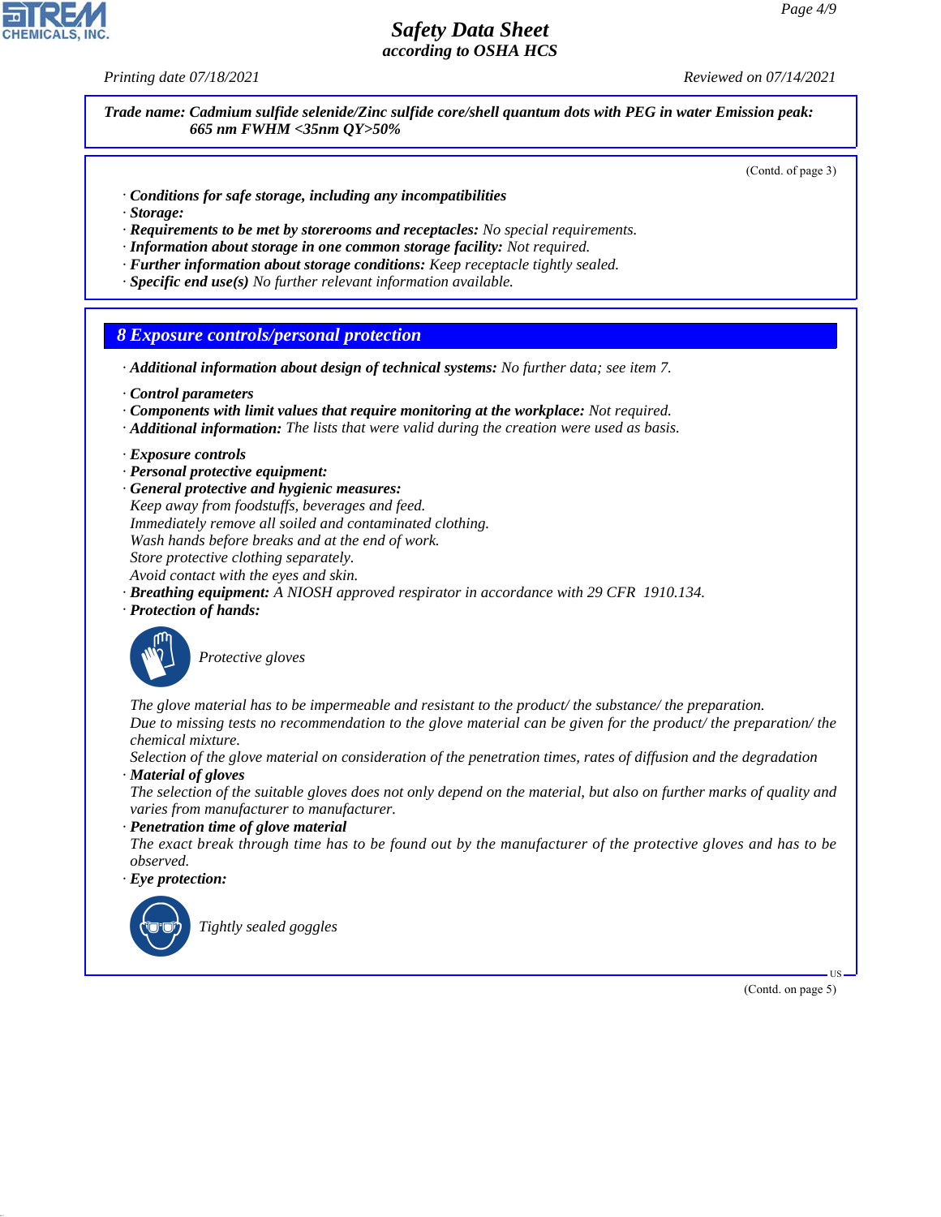**Trade name: Cadmium sulfide selenide/Zinc sulfide core/shell quantum dots with PEG in water Emission peak: 665 nm FWHM <35nm QY>50%**

(Contd. of page 3)

· ***Conditions for safe storage, including any incompatibilities***
· ***Storage:***
· ***Requirements to be met by storerooms and receptacles:*** *No special requirements.*
· ***Information about storage in one common storage facility:*** *Not required.*
· ***Further information about storage conditions:*** *Keep receptacle tightly sealed.*
· ***Specific end use(s)*** *No further relevant information available.*

## 8 Exposure controls/personal protection

· ***Additional information about design of technical systems:*** *No further data; see item 7.*

· ***Control parameters***
· ***Components with limit values that require monitoring at the workplace:*** *Not required.*
· ***Additional information:*** *The lists that were valid during the creation were used as basis.*

· ***Exposure controls***
· ***Personal protective equipment:***
· ***General protective and hygienic measures:***
*Keep away from foodstuffs, beverages and feed.*
*Immediately remove all soiled and contaminated clothing.*
*Wash hands before breaks and at the end of work.*
*Store protective clothing separately.*
*Avoid contact with the eyes and skin.*
· ***Breathing equipment:*** *A NIOSH approved respirator in accordance with 29 CFR 1910.134.*
· ***Protection of hands:***

*Protective gloves*

*The glove material has to be impermeable and resistant to the product/ the substance/ the preparation.*
*Due to missing tests no recommendation to the glove material can be given for the product/ the preparation/ the chemical mixture.*
*Selection of the glove material on consideration of the penetration times, rates of diffusion and the degradation*
· ***Material of gloves***
*The selection of the suitable gloves does not only depend on the material, but also on further marks of quality and varies from manufacturer to manufacturer.*
· ***Penetration time of glove material***
*The exact break through time has to be found out by the manufacturer of the protective gloves and has to be observed.*
· ***Eye protection:***

*Tightly sealed goggles*

(Contd. on page 5)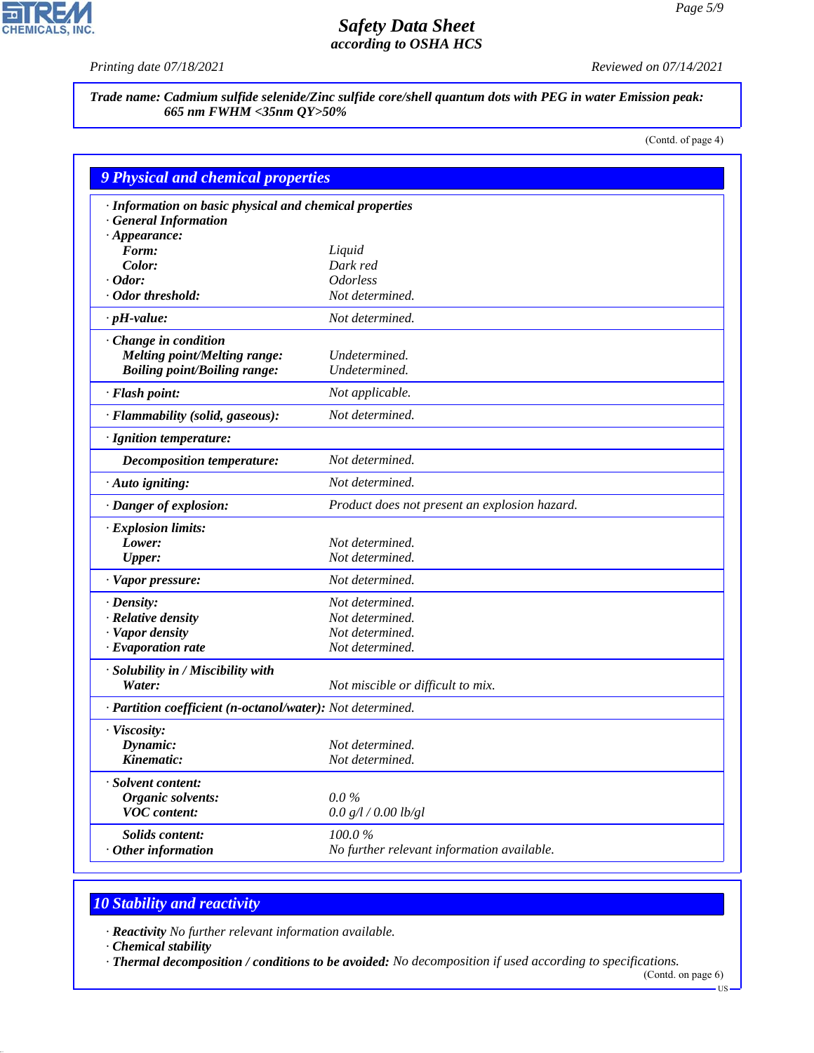**Trade name: Cadmium sulfide selenide/Zinc sulfide core/shell quantum dots with PEG in water Emission peak: 665 nm FWHM <35nm QY>50%**

(Contd. of page 4)

## 9 Physical and chemical properties

| | |
|---|---|
| **· Information on basic physical and chemical properties** | |
| **· General Information** | |
| **· Appearance:** | |
| **Form:** | Liquid |
| **Color:** | Dark red |
| **· Odor:** | Odorless |
| **· Odor threshold:** | Not determined. |
| **· pH-value:** | Not determined. |
| **· Change in condition** | |
| **Melting point/Melting range:** | Undetermined. |
| **Boiling point/Boiling range:** | Undetermined. |
| **· Flash point:** | Not applicable. |
| **· Flammability (solid, gaseous):** | Not determined. |
| **· Ignition temperature:** | |
| **Decomposition temperature:** | Not determined. |
| **· Auto igniting:** | Not determined. |
| **· Danger of explosion:** | Product does not present an explosion hazard. |
| **· Explosion limits:** | |
| **Lower:** | Not determined. |
| **Upper:** | Not determined. |
| **· Vapor pressure:** | Not determined. |
| **· Density:** | Not determined. |
| **· Relative density** | Not determined. |
| **· Vapor density** | Not determined. |
| **· Evaporation rate** | Not determined. |
| **· Solubility in / Miscibility with** | |
| **Water:** | Not miscible or difficult to mix. |
| **· Partition coefficient (n-octanol/water):** | Not determined. |
| **· Viscosity:** | |
| **Dynamic:** | Not determined. |
| **Kinematic:** | Not determined. |
| **· Solvent content:** | |
| **Organic solvents:** | 0.0 % |
| **VOC content:** | 0.0 g/l / 0.00 lb/gl |
| **Solids content:** | 100.0 % |
| **· Other information** | No further relevant information available. |

## 10 Stability and reactivity

· **Reactivity** No further relevant information available.

· **Chemical stability**

· **Thermal decomposition / conditions to be avoided:** No decomposition if used according to specifications.

(Contd. on page 6)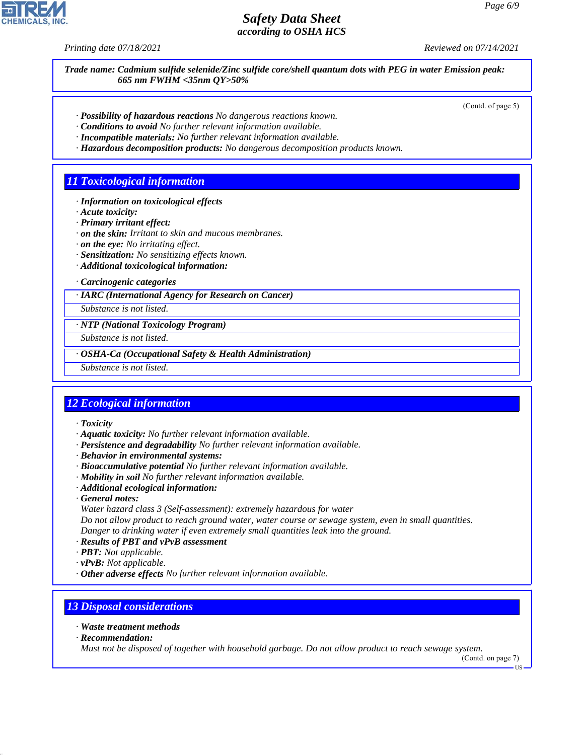**Trade name: Cadmium sulfide selenide/Zinc sulfide core/shell quantum dots with PEG in water Emission peak: 665 nm FWHM <35nm QY>50%**

(Contd. of page 5)

- **Possibility of hazardous reactions** No dangerous reactions known.
- **Conditions to avoid** No further relevant information available.
- **Incompatible materials:** No further relevant information available.
- **Hazardous decomposition products:** No dangerous decomposition products known.

## 11 Toxicological information

- **Information on toxicological effects**
- **Acute toxicity:**
- **Primary irritant effect:**
- **on the skin:** Irritant to skin and mucous membranes.
- **on the eye:** No irritating effect.
- **Sensitization:** No sensitizing effects known.
- **Additional toxicological information:**

- **Carcinogenic categories**

| · IARC (International Agency for Research on Cancer) |
|---|
| Substance is not listed. |

| · NTP (National Toxicology Program) |
|---|
| Substance is not listed. |

| · OSHA-Ca (Occupational Safety & Health Administration) |
|---|
| Substance is not listed. |

## 12 Ecological information

- **Toxicity**
- **Aquatic toxicity:** No further relevant information available.
- **Persistence and degradability** No further relevant information available.
- **Behavior in environmental systems:**
- **Bioaccumulative potential** No further relevant information available.
- **Mobility in soil** No further relevant information available.
- **Additional ecological information:**
- **General notes:**
  Water hazard class 3 (Self-assessment): extremely hazardous for water
  Do not allow product to reach ground water, water course or sewage system, even in small quantities.
  Danger to drinking water if even extremely small quantities leak into the ground.
- **Results of PBT and vPvB assessment**
- **PBT:** Not applicable.
- **vPvB:** Not applicable.
- **Other adverse effects** No further relevant information available.

## 13 Disposal considerations

- **Waste treatment methods**
- **Recommendation:**
  Must not be disposed of together with household garbage. Do not allow product to reach sewage system.

(Contd. on page 7)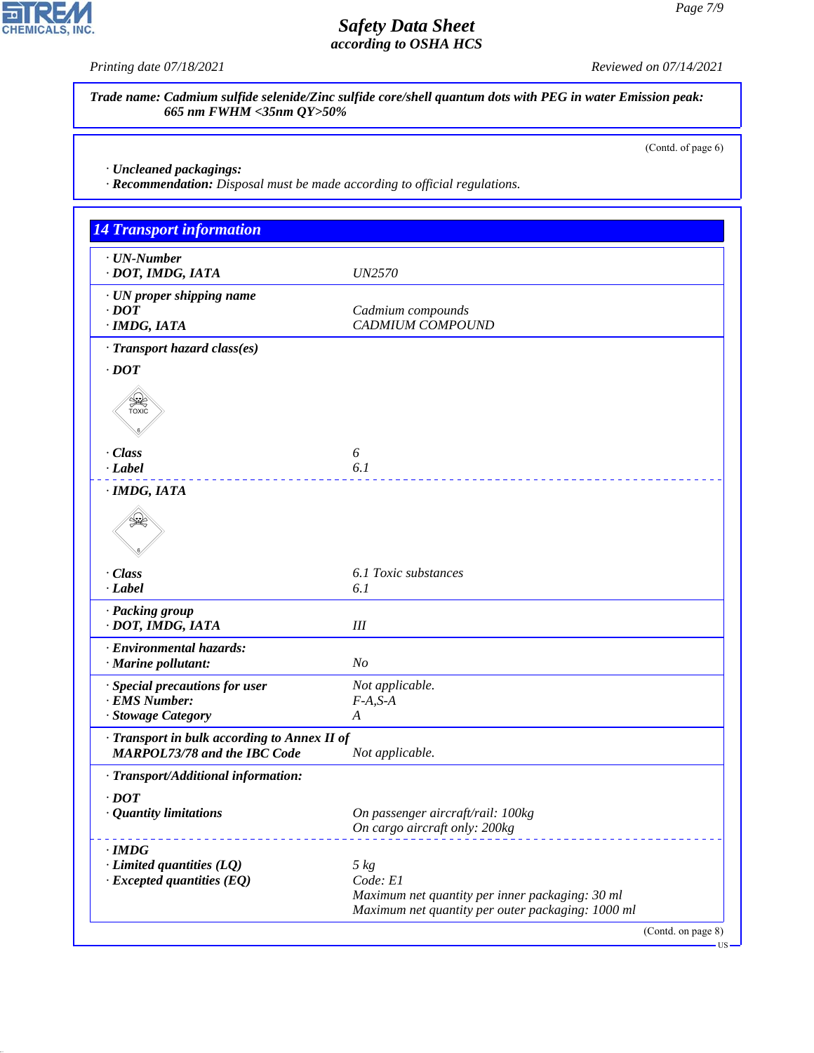**Trade name: Cadmium sulfide selenide/Zinc sulfide core/shell quantum dots with PEG in water Emission peak: 665 nm FWHM <35nm QY>50%**

(Contd. of page 6)

· **Uncleaned packagings:**
· **Recommendation:** Disposal must be made according to official regulations.

## 14 Transport information

| | |
|---|---|
| · **UN-Number** | |
| · **DOT, IMDG, IATA** | UN2570 |
| · **UN proper shipping name** | |
| · **DOT** | Cadmium compounds |
| · **IMDG, IATA** | CADMIUM COMPOUND |
| · **Transport hazard class(es)** | |
| · **DOT** | |
| · **Class** | 6 |
| · **Label** | 6.1 |
| · **IMDG, IATA** | |
| · **Class** | 6.1 Toxic substances |
| · **Label** | 6.1 |
| · **Packing group** | |
| · **DOT, IMDG, IATA** | III |
| · **Environmental hazards:** | |
| · **Marine pollutant:** | No |
| · **Special precautions for user** | Not applicable. |
| · **EMS Number:** | F-A,S-A |
| · **Stowage Category** | A |
| · **Transport in bulk according to Annex II of MARPOL73/78 and the IBC Code** | Not applicable. |
| · **Transport/Additional information:** | |
| · **DOT** | |
| · **Quantity limitations** | On passenger aircraft/rail: 100kg<br>On cargo aircraft only: 200kg |
| · **IMDG** | |
| · **Limited quantities (LQ)** | 5 kg |
| · **Excepted quantities (EQ)** | Code: E1<br>Maximum net quantity per inner packaging: 30 ml<br>Maximum net quantity per outer packaging: 1000 ml |

(Contd. on page 8)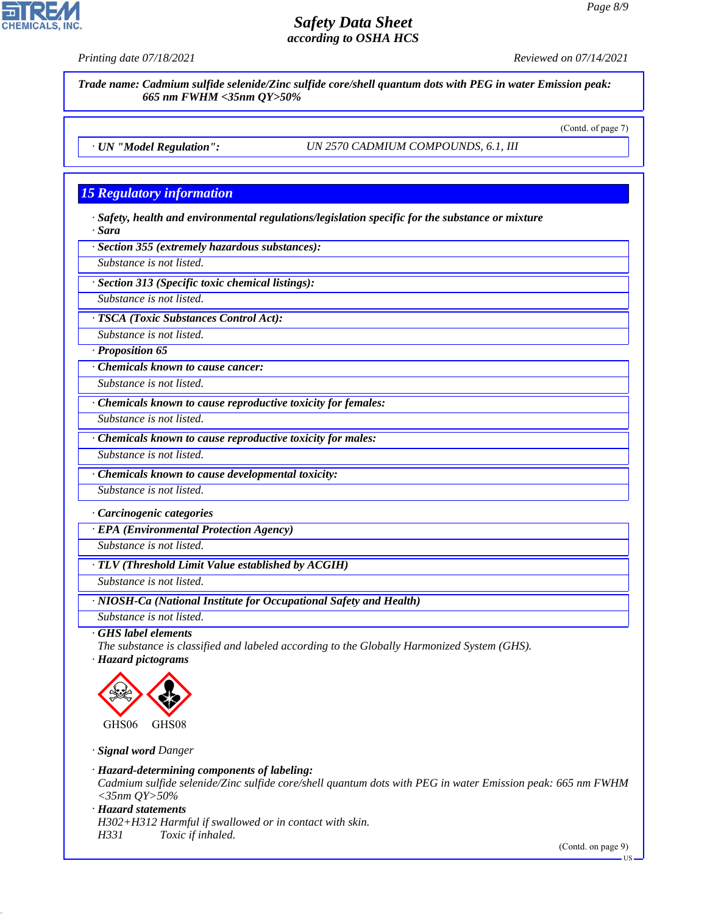**Trade name: Cadmium sulfide selenide/Zinc sulfide core/shell quantum dots with PEG in water Emission peak: 665 nm FWHM <35nm QY>50%**

(Contd. of page 7)

· **UN "Model Regulation":** UN 2570 CADMIUM COMPOUNDS, 6.1, III

## 15 Regulatory information

· **Safety, health and environmental regulations/legislation specific for the substance or mixture**

· **Sara**

· **Section 355 (extremely hazardous substances):**

Substance is not listed.

· **Section 313 (Specific toxic chemical listings):**

Substance is not listed.

· **TSCA (Toxic Substances Control Act):**

Substance is not listed.

· **Proposition 65**

· **Chemicals known to cause cancer:**

Substance is not listed.

· **Chemicals known to cause reproductive toxicity for females:**

Substance is not listed.

· **Chemicals known to cause reproductive toxicity for males:**

Substance is not listed.

· **Chemicals known to cause developmental toxicity:**

Substance is not listed.

· **Carcinogenic categories**

· **EPA (Environmental Protection Agency)**

Substance is not listed.

· **TLV (Threshold Limit Value established by ACGIH)**

Substance is not listed.

· **NIOSH-Ca (National Institute for Occupational Safety and Health)**

Substance is not listed.

· **GHS label elements**

The substance is classified and labeled according to the Globally Harmonized System (GHS).

· **Hazard pictograms**

GHS06 GHS08

· **Signal word** Danger

· **Hazard-determining components of labeling:**

Cadmium sulfide selenide/Zinc sulfide core/shell quantum dots with PEG in water Emission peak: 665 nm FWHM <35nm QY>50%

· **Hazard statements**

H302+H312 Harmful if swallowed or in contact with skin.

H331 Toxic if inhaled.

(Contd. on page 9)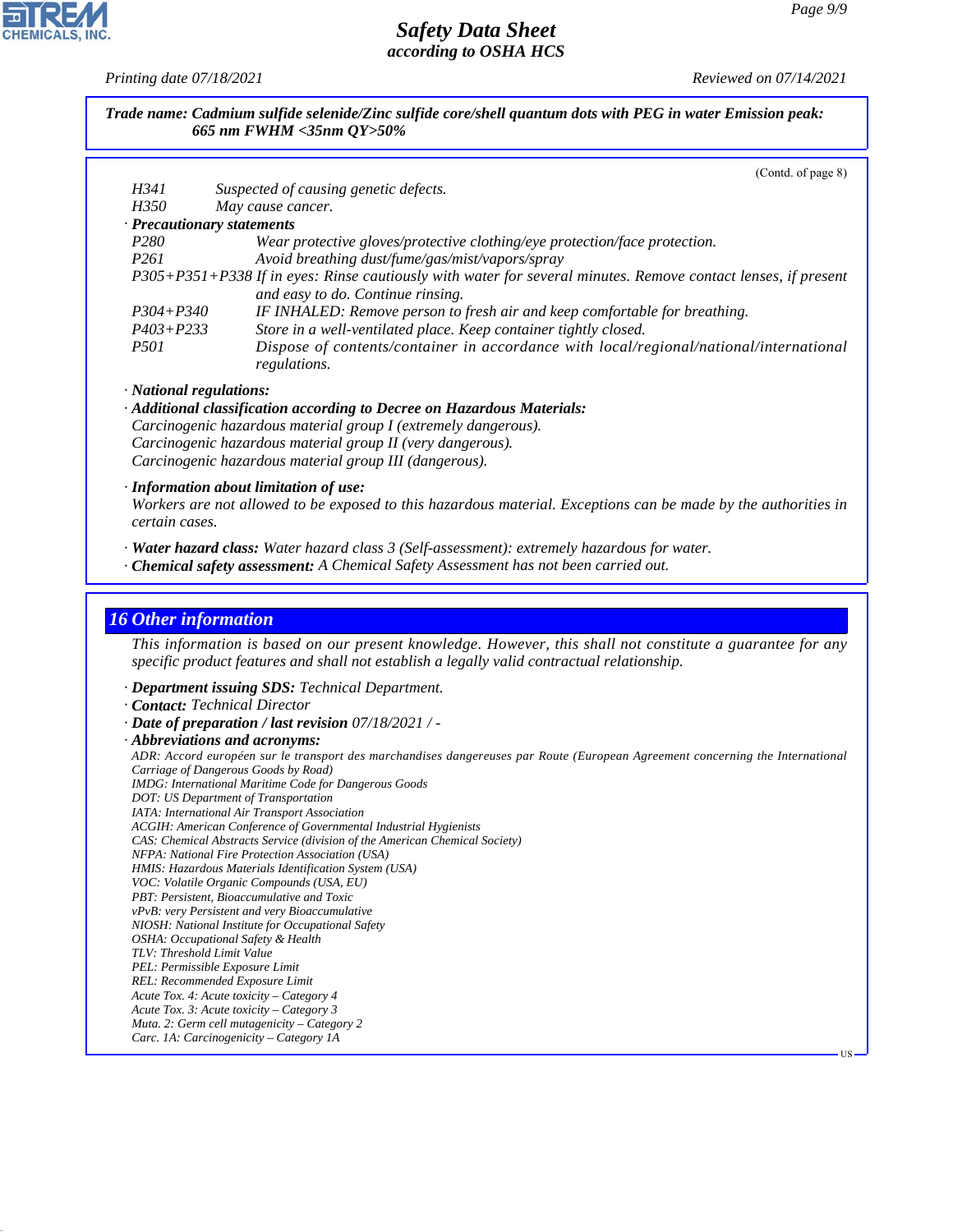**Trade name: Cadmium sulfide selenide/Zinc sulfide core/shell quantum dots with PEG in water Emission peak: 665 nm FWHM <35nm QY>50%**

(Contd. of page 8)

| | |
|---|---|
| H341 | Suspected of causing genetic defects. |
| H350 | May cause cancer. |

· **Precautionary statements**

| | |
|---|---|
| P280 | Wear protective gloves/protective clothing/eye protection/face protection. |
| P261 | Avoid breathing dust/fume/gas/mist/vapors/spray |
| P305+P351+P338 | If in eyes: Rinse cautiously with water for several minutes. Remove contact lenses, if present and easy to do. Continue rinsing. |
| P304+P340 | IF INHALED: Remove person to fresh air and keep comfortable for breathing. |
| P403+P233 | Store in a well-ventilated place. Keep container tightly closed. |
| P501 | Dispose of contents/container in accordance with local/regional/national/international regulations. |

· **National regulations:**

· **Additional classification according to Decree on Hazardous Materials:**

Carcinogenic hazardous material group I (extremely dangerous).
Carcinogenic hazardous material group II (very dangerous).
Carcinogenic hazardous material group III (dangerous).

· **Information about limitation of use:**

Workers are not allowed to be exposed to this hazardous material. Exceptions can be made by the authorities in certain cases.

· **Water hazard class:** Water hazard class 3 (Self-assessment): extremely hazardous for water.

· **Chemical safety assessment:** A Chemical Safety Assessment has not been carried out.

## 16 Other information

This information is based on our present knowledge. However, this shall not constitute a guarantee for any specific product features and shall not establish a legally valid contractual relationship.

· **Department issuing SDS:** Technical Department.

· **Contact:** Technical Director

· **Date of preparation / last revision** 07/18/2021 / -

· **Abbreviations and acronyms:**

ADR: Accord européen sur le transport des marchandises dangereuses par Route (European Agreement concerning the International Carriage of Dangerous Goods by Road)
IMDG: International Maritime Code for Dangerous Goods
DOT: US Department of Transportation
IATA: International Air Transport Association
ACGIH: American Conference of Governmental Industrial Hygienists
CAS: Chemical Abstracts Service (division of the American Chemical Society)
NFPA: National Fire Protection Association (USA)
HMIS: Hazardous Materials Identification System (USA)
VOC: Volatile Organic Compounds (USA, EU)
PBT: Persistent, Bioaccumulative and Toxic
vPvB: very Persistent and very Bioaccumulative
NIOSH: National Institute for Occupational Safety
OSHA: Occupational Safety & Health
TLV: Threshold Limit Value
PEL: Permissible Exposure Limit
REL: Recommended Exposure Limit
Acute Tox. 4: Acute toxicity – Category 4
Acute Tox. 3: Acute toxicity – Category 3
Muta. 2: Germ cell mutagenicity – Category 2
Carc. 1A: Carcinogenicity – Category 1A